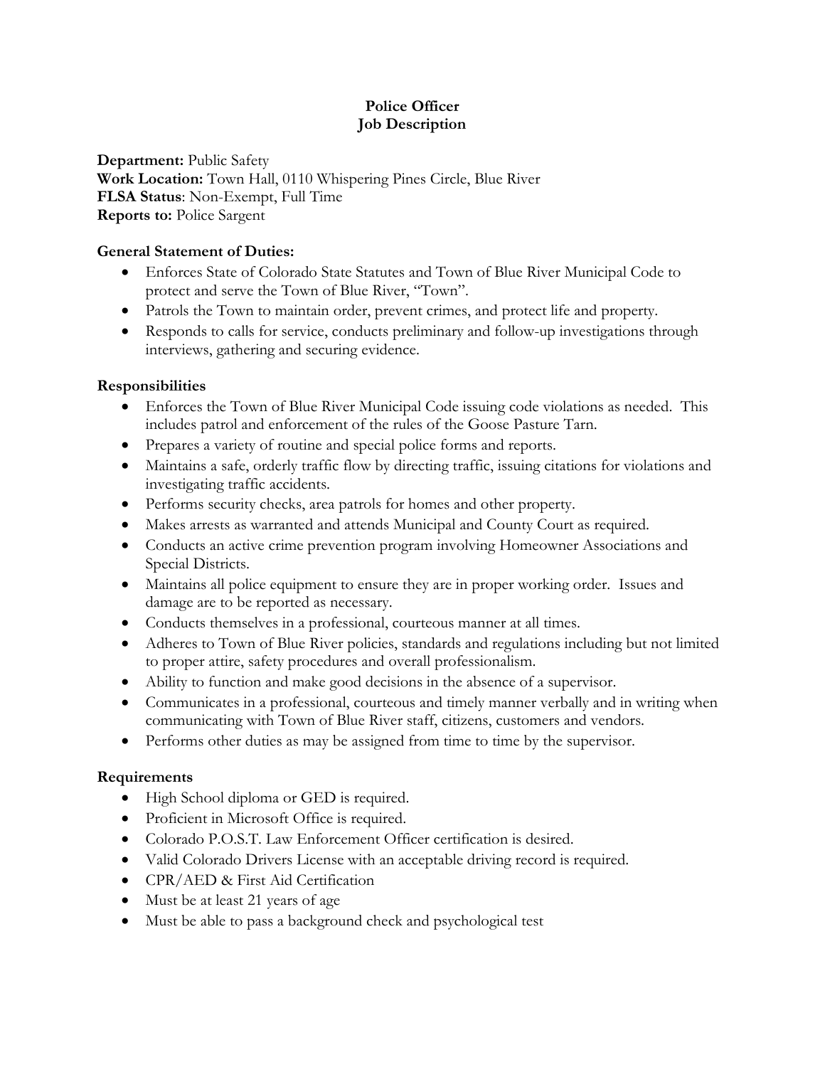# Police Officer
# Job Description

**Department:** Public Safety
**Work Location:** Town Hall, 0110 Whispering Pines Circle, Blue River
**FLSA Status**: Non-Exempt, Full Time
**Reports to:** Police Sargent

**General Statement of Duties:**

- Enforces State of Colorado State Statutes and Town of Blue River Municipal Code to protect and serve the Town of Blue River, "Town".
- Patrols the Town to maintain order, prevent crimes, and protect life and property.
- Responds to calls for service, conducts preliminary and follow-up investigations through interviews, gathering and securing evidence.

**Responsibilities**

- Enforces the Town of Blue River Municipal Code issuing code violations as needed. This includes patrol and enforcement of the rules of the Goose Pasture Tarn.
- Prepares a variety of routine and special police forms and reports.
- Maintains a safe, orderly traffic flow by directing traffic, issuing citations for violations and investigating traffic accidents.
- Performs security checks, area patrols for homes and other property.
- Makes arrests as warranted and attends Municipal and County Court as required.
- Conducts an active crime prevention program involving Homeowner Associations and Special Districts.
- Maintains all police equipment to ensure they are in proper working order. Issues and damage are to be reported as necessary.
- Conducts themselves in a professional, courteous manner at all times.
- Adheres to Town of Blue River policies, standards and regulations including but not limited to proper attire, safety procedures and overall professionalism.
- Ability to function and make good decisions in the absence of a supervisor.
- Communicates in a professional, courteous and timely manner verbally and in writing when communicating with Town of Blue River staff, citizens, customers and vendors.
- Performs other duties as may be assigned from time to time by the supervisor.

**Requirements**

- High School diploma or GED is required.
- Proficient in Microsoft Office is required.
- Colorado P.O.S.T. Law Enforcement Officer certification is desired.
- Valid Colorado Drivers License with an acceptable driving record is required.
- CPR/AED & First Aid Certification
- Must be at least 21 years of age
- Must be able to pass a background check and psychological test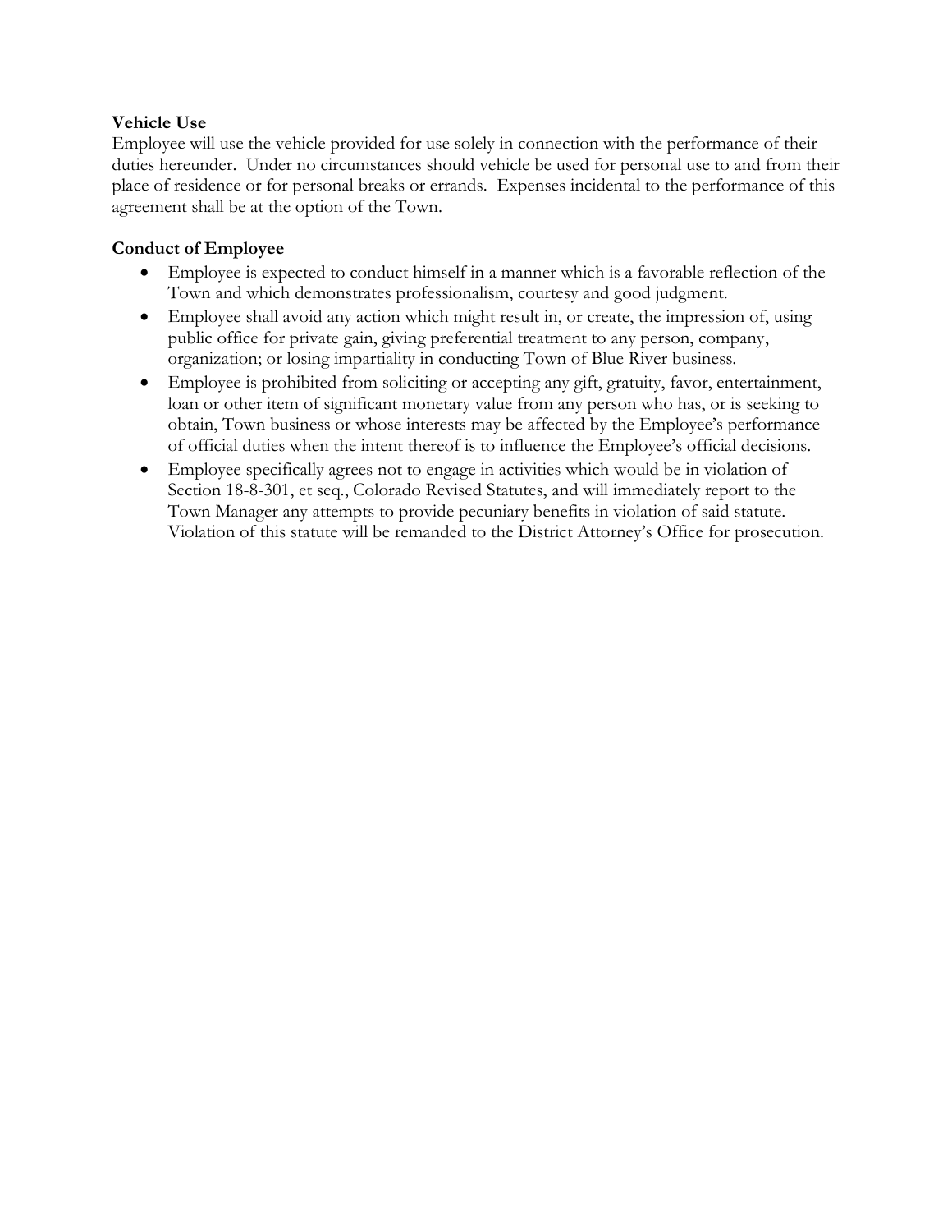**Vehicle Use**

Employee will use the vehicle provided for use solely in connection with the performance of their duties hereunder. Under no circumstances should vehicle be used for personal use to and from their place of residence or for personal breaks or errands. Expenses incidental to the performance of this agreement shall be at the option of the Town.

**Conduct of Employee**

- Employee is expected to conduct himself in a manner which is a favorable reflection of the Town and which demonstrates professionalism, courtesy and good judgment.
- Employee shall avoid any action which might result in, or create, the impression of, using public office for private gain, giving preferential treatment to any person, company, organization; or losing impartiality in conducting Town of Blue River business.
- Employee is prohibited from soliciting or accepting any gift, gratuity, favor, entertainment, loan or other item of significant monetary value from any person who has, or is seeking to obtain, Town business or whose interests may be affected by the Employee's performance of official duties when the intent thereof is to influence the Employee's official decisions.
- Employee specifically agrees not to engage in activities which would be in violation of Section 18-8-301, et seq., Colorado Revised Statutes, and will immediately report to the Town Manager any attempts to provide pecuniary benefits in violation of said statute. Violation of this statute will be remanded to the District Attorney's Office for prosecution.